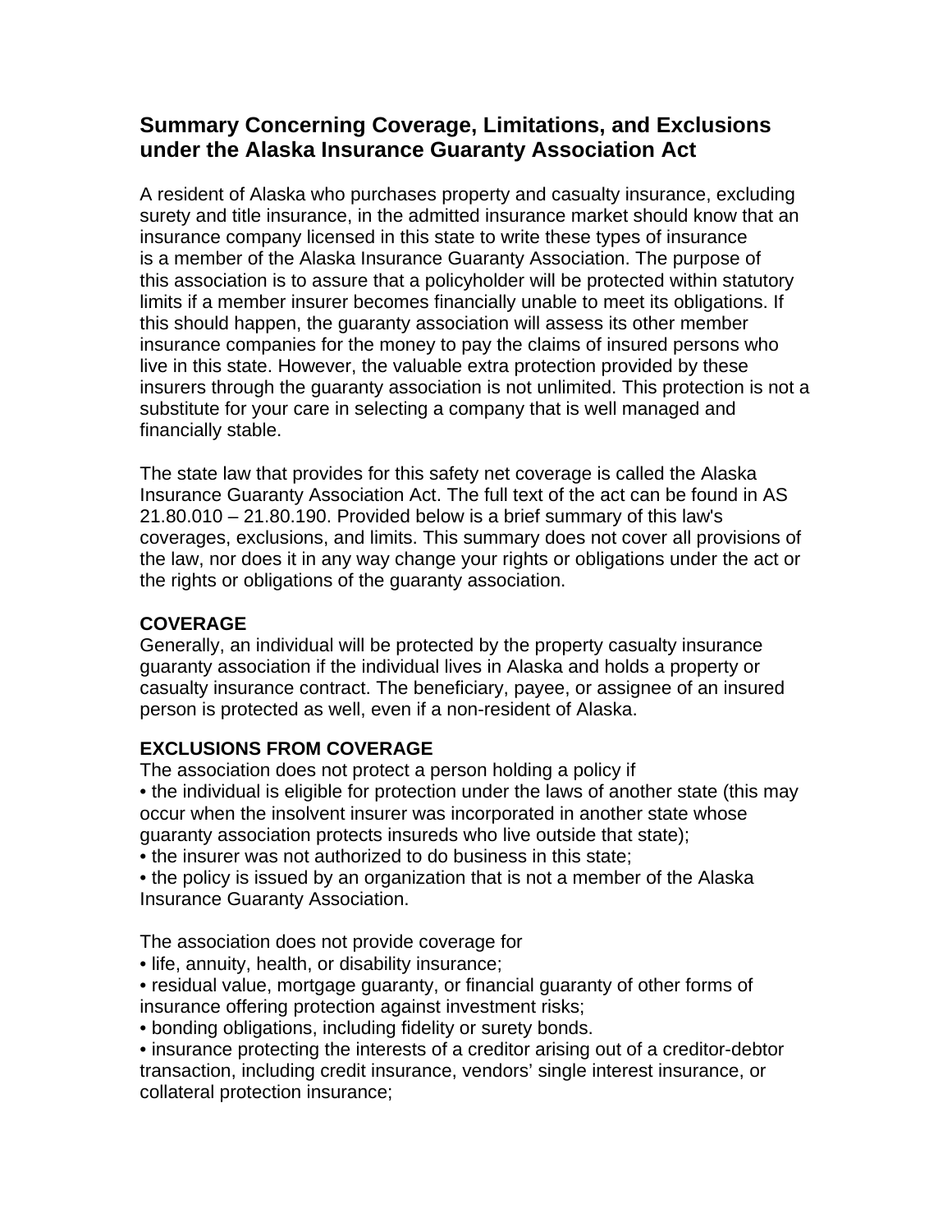# Summary Concerning Coverage, Limitations, and Exclusions under the Alaska Insurance Guaranty Association Act

A resident of Alaska who purchases property and casualty insurance, excluding surety and title insurance, in the admitted insurance market should know that an insurance company licensed in this state to write these types of insurance is a member of the Alaska Insurance Guaranty Association. The purpose of this association is to assure that a policyholder will be protected within statutory limits if a member insurer becomes financially unable to meet its obligations. If this should happen, the guaranty association will assess its other member insurance companies for the money to pay the claims of insured persons who live in this state. However, the valuable extra protection provided by these insurers through the guaranty association is not unlimited. This protection is not a substitute for your care in selecting a company that is well managed and financially stable.

The state law that provides for this safety net coverage is called the Alaska Insurance Guaranty Association Act. The full text of the act can be found in AS 21.80.010 – 21.80.190. Provided below is a brief summary of this law's coverages, exclusions, and limits. This summary does not cover all provisions of the law, nor does it in any way change your rights or obligations under the act or the rights or obligations of the guaranty association.

**COVERAGE**

Generally, an individual will be protected by the property casualty insurance guaranty association if the individual lives in Alaska and holds a property or casualty insurance contract. The beneficiary, payee, or assignee of an insured person is protected as well, even if a non-resident of Alaska.

**EXCLUSIONS FROM COVERAGE**

The association does not protect a person holding a policy if

- the individual is eligible for protection under the laws of another state (this may occur when the insolvent insurer was incorporated in another state whose guaranty association protects insureds who live outside that state);
- the insurer was not authorized to do business in this state;
- the policy is issued by an organization that is not a member of the Alaska Insurance Guaranty Association.

The association does not provide coverage for

- life, annuity, health, or disability insurance;
- residual value, mortgage guaranty, or financial guaranty of other forms of insurance offering protection against investment risks;
- bonding obligations, including fidelity or surety bonds.
- insurance protecting the interests of a creditor arising out of a creditor-debtor transaction, including credit insurance, vendors' single interest insurance, or collateral protection insurance;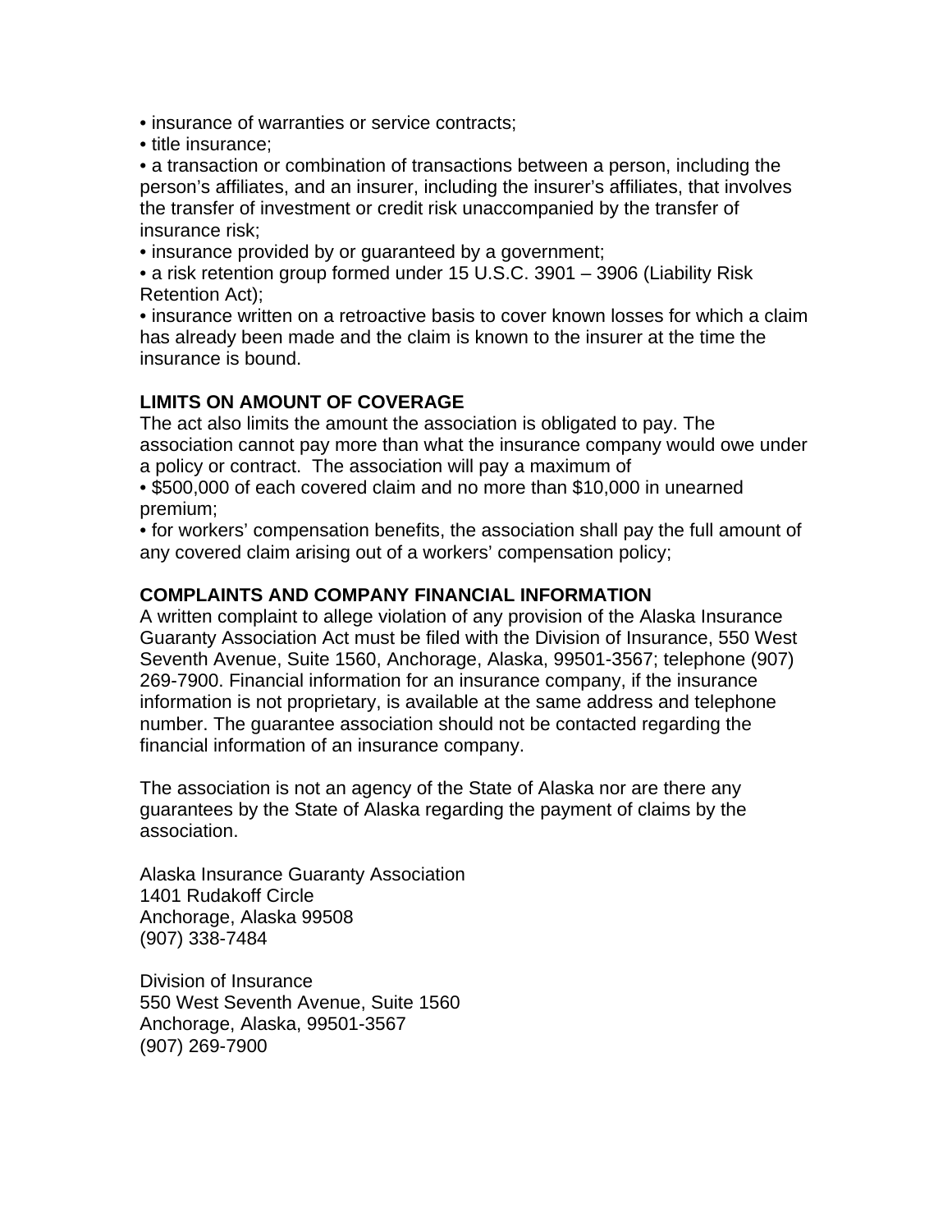- insurance of warranties or service contracts;
- title insurance;
- a transaction or combination of transactions between a person, including the person's affiliates, and an insurer, including the insurer's affiliates, that involves the transfer of investment or credit risk unaccompanied by the transfer of insurance risk;
- insurance provided by or guaranteed by a government;
- a risk retention group formed under 15 U.S.C. 3901 – 3906 (Liability Risk Retention Act);
- insurance written on a retroactive basis to cover known losses for which a claim has already been made and the claim is known to the insurer at the time the insurance is bound.

**LIMITS ON AMOUNT OF COVERAGE**

The act also limits the amount the association is obligated to pay. The association cannot pay more than what the insurance company would owe under a policy or contract. The association will pay a maximum of

- $500,000 of each covered claim and no more than $10,000 in unearned premium;
- for workers' compensation benefits, the association shall pay the full amount of any covered claim arising out of a workers' compensation policy;

**COMPLAINTS AND COMPANY FINANCIAL INFORMATION**

A written complaint to allege violation of any provision of the Alaska Insurance Guaranty Association Act must be filed with the Division of Insurance, 550 West Seventh Avenue, Suite 1560, Anchorage, Alaska, 99501-3567; telephone (907) 269-7900. Financial information for an insurance company, if the insurance information is not proprietary, is available at the same address and telephone number. The guarantee association should not be contacted regarding the financial information of an insurance company.

The association is not an agency of the State of Alaska nor are there any guarantees by the State of Alaska regarding the payment of claims by the association.

Alaska Insurance Guaranty Association
1401 Rudakoff Circle
Anchorage, Alaska 99508
(907) 338-7484

Division of Insurance
550 West Seventh Avenue, Suite 1560
Anchorage, Alaska, 99501-3567
(907) 269-7900